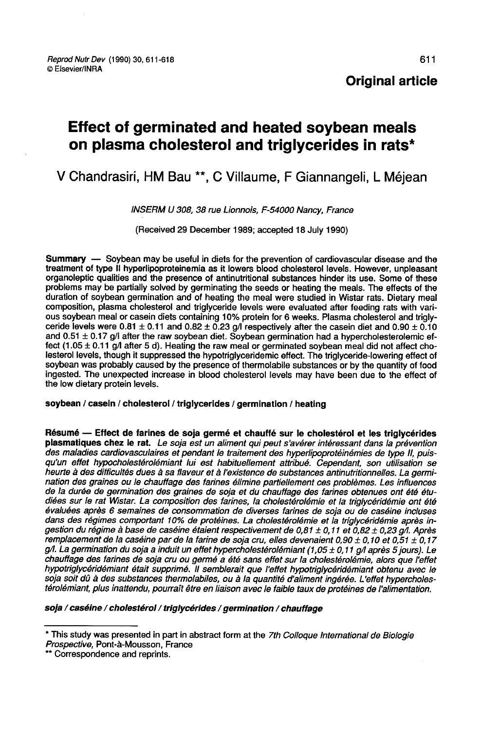Original article

# Effect of germinated and heated soybean meals on plasma cholesterol and triglycerides in rats*

V Chandrasiri, HM Bau **, C Villaume, F Giannangeli, L Méjean

*INSERM U 308, 38 rue Lionnois, F-54000 Nancy, France*

(Received 29 December 1989; accepted 18 July 1990)

**Summary** — Soybean may be useful in diets for the prevention of cardiovascular disease and the treatment of type II hyperlipoproteinemia as it lowers blood cholesterol levels. However, unpleasant organoleptic qualities and the presence of antinutritional substances hinder its use. Some of these problems may be partially solved by germinating the seeds or heating the meals. The effects of the duration of soybean germination and of heating the meal were studied in Wistar rats. Dietary meal composition, plasma cholesterol and triglyceride levels were evaluated after feeding rats with various soybean meal or casein diets containing 10% protein for 6 weeks. Plasma cholesterol and triglyceride levels were 0.81 ± 0.11 and 0.82 ± 0.23 g/l respectively after the casein diet and 0.90 ± 0.10 and 0.51 ± 0.17 g/l after the raw soybean diet. Soybean germination had a hypercholesterolemic effect (1.05 ± 0.11 g/l after 5 d). Heating the raw meal or germinated soybean meal did not affect cholesterol levels, though it suppressed the hypotriglyceridemic effect. The triglyceride-lowering effect of soybean was probably caused by the presence of thermolabile substances or by the quantity of food ingested. The unexpected increase in blood cholesterol levels may have been due to the effect of the low dietary protein levels.

**soybean / casein / cholesterol / triglycerides / germination / heating**

**Résumé** — **Effect de farines de soja germé et chauffé sur le cholestérol et les triglycérides plasmatiques chez le rat.** *Le soja est un aliment qui peut s'avérer intéressant dans la prévention des maladies cardiovasculaires et pendant le traitement des hyperlipoprotéinémies de type II, puisqu'un effet hypocholestérolémiant lui est habituellement attribué. Cependant, son utilisation se heurte à des difficultés dues à sa flaveur et à l'existence de substances antinutritionnelles. La germination des graines ou le chauffage des farines élimine partiellement ces problèmes. Les influences de la durée de germination des graines de soja et du chauffage des farines obtenues ont été étudiées sur le rat Wistar. La composition des farines, la cholestérolémie et la triglycéridémie ont été évaluées après 6 semaines de consommation de diverses farines de soja ou de caséine incluses dans des régimes comportant 10% de protéines. La cholestérolémie et la triglycéridémie après ingestion du régime à base de caséine étaient respectivement de 0,81 ± 0,11 et 0,82 ± 0,23 g/l. Après remplacement de la caséine par de la farine de soja cru, elles devenaient 0,90 ± 0,10 et 0,51 ± 0,17 g/l. La germination du soja a induit un effet hypercholestérolémiant (1,05 ± 0,11 g/l après 5 jours). Le chauffage des farines de soja cru ou germé a été sans effet sur la cholestérolémie, alors que l'effet hypotriglycéridémiant était supprimé. Il semblerait que l'effet hypotriglycéridémiant obtenu avec le soja soit dû à des substances thermolabiles, ou à la quantité d'aliment ingérée. L'effet hypercholestérolémiant, plus inattendu, pourrait être en liaison avec le faible taux de protéines de l'alimentation.*

***soja / caséine / cholestérol / triglycérides / germination / chauffage***

---

\* This study was presented in part in abstract form at the *7th Colloque International de Biologie Prospective*, Pont-à-Mousson, France

\*\* Correspondence and reprints.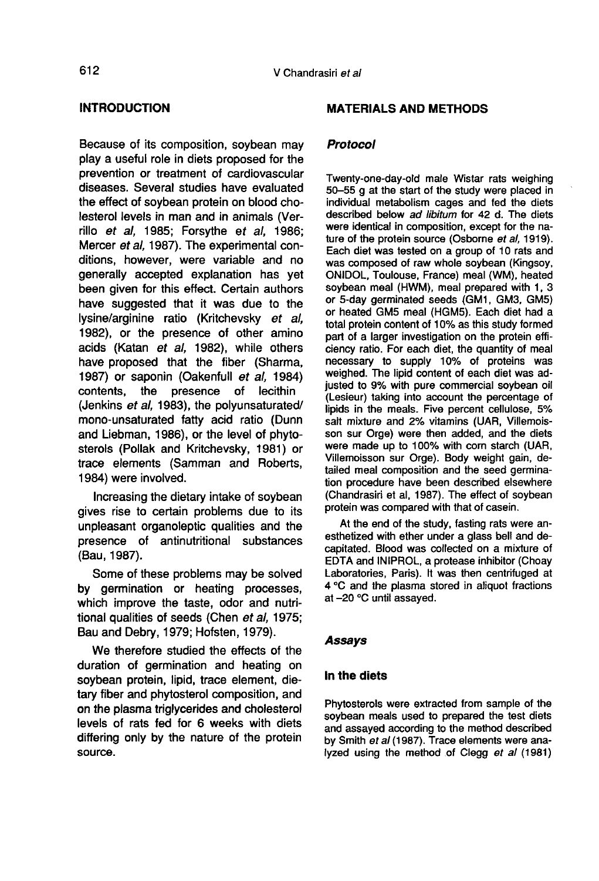## INTRODUCTION

Because of its composition, soybean may play a useful role in diets proposed for the prevention or treatment of cardiovascular diseases. Several studies have evaluated the effect of soybean protein on blood cholesterol levels in man and in animals (Verrillo *et al*, 1985; Forsythe *et al*, 1986; Mercer *et al*, 1987). The experimental conditions, however, were variable and no generally accepted explanation has yet been given for this effect. Certain authors have suggested that it was due to the lysine/arginine ratio (Kritchevsky *et al*, 1982), or the presence of other amino acids (Katan *et al*, 1982), while others have proposed that the fiber (Sharma, 1987) or saponin (Oakenfull *et al*, 1984) contents, the presence of lecithin (Jenkins *et al*, 1983), the polyunsaturated/mono-unsaturated fatty acid ratio (Dunn and Liebman, 1986), or the level of phytosterols (Pollak and Kritchevsky, 1981) or trace elements (Samman and Roberts, 1984) were involved.

Increasing the dietary intake of soybean gives rise to certain problems due to its unpleasant organoleptic qualities and the presence of antinutritional substances (Bau, 1987).

Some of these problems may be solved by germination or heating processes, which improve the taste, odor and nutritional qualities of seeds (Chen *et al*, 1975; Bau and Debry, 1979; Hofsten, 1979).

We therefore studied the effects of the duration of germination and heating on soybean protein, lipid, trace element, dietary fiber and phytosterol composition, and on the plasma triglycerides and cholesterol levels of rats fed for 6 weeks with diets differing only by the nature of the protein source.

## MATERIALS AND METHODS

### *Protocol*

Twenty-one-day-old male Wistar rats weighing 50–55 g at the start of the study were placed in individual metabolism cages and fed the diets described below *ad libitum* for 42 d. The diets were identical in composition, except for the nature of the protein source (Osborne *et al*, 1919). Each diet was tested on a group of 10 rats and was composed of raw whole soybean (Kingsoy, ONIDOL, Toulouse, France) meal (WM), heated soybean meal (HWM), meal prepared with 1, 3 or 5-day germinated seeds (GM1, GM3, GM5) or heated GM5 meal (HGM5). Each diet had a total protein content of 10% as this study formed part of a larger investigation on the protein efficiency ratio. For each diet, the quantity of meal necessary to supply 10% of proteins was weighed. The lipid content of each diet was adjusted to 9% with pure commercial soybean oil (Lesieur) taking into account the percentage of lipids in the meals. Five percent cellulose, 5% salt mixture and 2% vitamins (UAR, Villemoisson sur Orge) were then added, and the diets were made up to 100% with corn starch (UAR, Villemoisson sur Orge). Body weight gain, detailed meal composition and the seed germination procedure have been described elsewhere (Chandrasiri et al, 1987). The effect of soybean protein was compared with that of casein.

At the end of the study, fasting rats were anesthetized with ether under a glass bell and decapitated. Blood was collected on a mixture of EDTA and INIPROL, a protease inhibitor (Choay Laboratories, Paris). It was then centrifuged at 4 °C and the plasma stored in aliquot fractions at –20 °C until assayed.

### *Assays*

#### In the diets

Phytosterols were extracted from sample of the soybean meals used to prepared the test diets and assayed according to the method described by Smith *et al* (1987). Trace elements were analyzed using the method of Clegg *et al* (1981)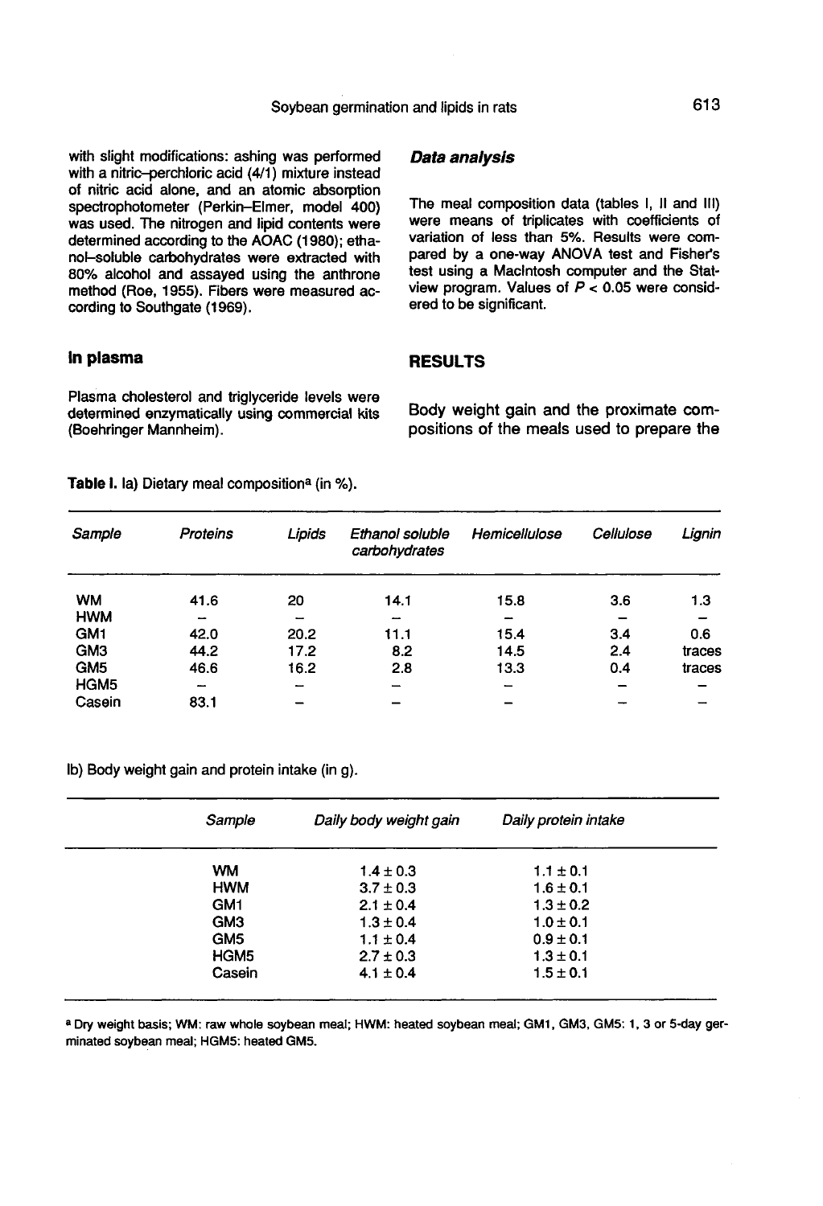with slight modifications: ashing was performed with a nitric–perchloric acid (4/1) mixture instead of nitric acid alone, and an atomic absorption spectrophotometer (Perkin–Elmer, model 400) was used. The nitrogen and lipid contents were determined according to the AOAC (1980); ethanol–soluble carbohydrates were extracted with 80% alcohol and assayed using the anthrone method (Roe, 1955). Fibers were measured according to Southgate (1969).

### In plasma

Plasma cholesterol and triglyceride levels were determined enzymatically using commercial kits (Boehringer Mannheim).

### *Data analysis*

The meal composition data (tables I, II and III) were means of triplicates with coefficients of variation of less than 5%. Results were compared by a one-way ANOVA test and Fisher's test using a MacIntosh computer and the Statview program. Values of $P < 0.05$ were considered to be significant.

## RESULTS

Body weight gain and the proximate compositions of the meals used to prepare the

**Table I.** Ia) Dietary meal composition[a] (in %).

| *Sample* | *Proteins* | *Lipids* | *Ethanol soluble carbohydrates* | *Hemicellulose* | *Cellulose* | *Lignin* |
|---|---|---|---|---|---|---|
| WM | 41.6 | 20 | 14.1 | 15.8 | 3.6 | 1.3 |
| HWM | – | – | – | – | – | – |
| GM1 | 42.0 | 20.2 | 11.1 | 15.4 | 3.4 | 0.6 |
| GM3 | 44.2 | 17.2 | 8.2 | 14.5 | 2.4 | traces |
| GM5 | 46.6 | 16.2 | 2.8 | 13.3 | 0.4 | traces |
| HGM5 | – | – | – | – | – | – |
| Casein | 83.1 | – | – | – | – | – |

Ib) Body weight gain and protein intake (in g).

| *Sample* | *Daily body weight gain* | *Daily protein intake* |
|---|---|---|
| WM | 1.4 ± 0.3 | 1.1 ± 0.1 |
| HWM | 3.7 ± 0.3 | 1.6 ± 0.1 |
| GM1 | 2.1 ± 0.4 | 1.3 ± 0.2 |
| GM3 | 1.3 ± 0.4 | 1.0 ± 0.1 |
| GM5 | 1.1 ± 0.4 | 0.9 ± 0.1 |
| HGM5 | 2.7 ± 0.3 | 1.3 ± 0.1 |
| Casein | 4.1 ± 0.4 | 1.5 ± 0.1 |

[a] Dry weight basis; WM: raw whole soybean meal; HWM: heated soybean meal; GM1, GM3, GM5: 1, 3 or 5-day germinated soybean meal; HGM5: heated GM5.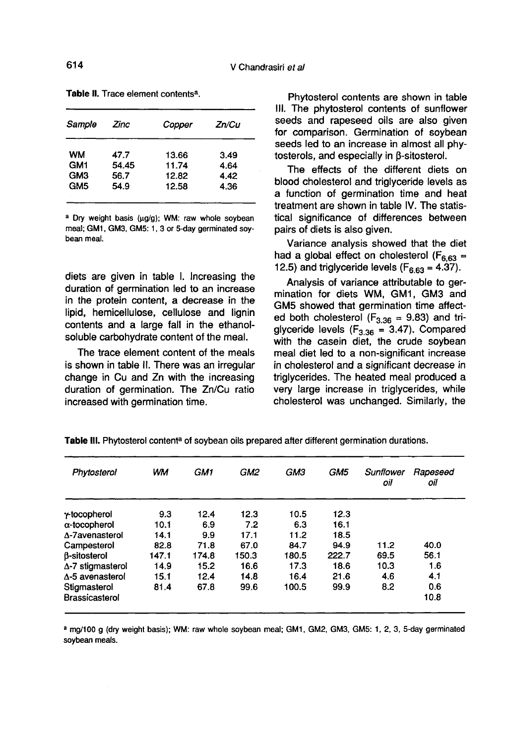**Table II.** Trace element contents[a].

| *Sample* | *Zinc* | *Copper* | *Zn/Cu* |
|---|---|---|---|
| WM | 47.7 | 13.66 | 3.49 |
| GM1 | 54.45 | 11.74 | 4.64 |
| GM3 | 56.7 | 12.82 | 4.42 |
| GM5 | 54.9 | 12.58 | 4.36 |

[a] Dry weight basis (μg/g); WM: raw whole soybean meal; GM1, GM3, GM5: 1, 3 or 5-day germinated soybean meal.

diets are given in table I. Increasing the duration of germination led to an increase in the protein content, a decrease in the lipid, hemicellulose, cellulose and lignin contents and a large fall in the ethanol-soluble carbohydrate content of the meal.

The trace element content of the meals is shown in table II. There was an irregular change in Cu and Zn with the increasing duration of germination. The Zn/Cu ratio increased with germination time.

Phytosterol contents are shown in table III. The phytosterol contents of sunflower seeds and rapeseed oils are also given for comparison. Germination of soybean seeds led to an increase in almost all phytosterols, and especially in β-sitosterol.

The effects of the different diets on blood cholesterol and triglyceride levels as a function of germination time and heat treatment are shown in table IV. The statistical significance of differences between pairs of diets is also given.

Variance analysis showed that the diet had a global effect on cholesterol ($F_{6,63}$ = 12.5) and triglyceride levels ($F_{6,63}$ = 4.37).

Analysis of variance attributable to germination for diets WM, GM1, GM3 and GM5 showed that germination time affected both cholesterol ($F_{3,36}$ = 9.83) and triglyceride levels ($F_{3,36}$ = 3.47). Compared with the casein diet, the crude soybean meal diet led to a non-significant increase in cholesterol and a significant decrease in triglycerides. The heated meal produced a very large increase in triglycerides, while cholesterol was unchanged. Similarly, the

**Table III.** Phytosterol content[a] of soybean oils prepared after different germination durations.

| *Phytosterol* | *WM* | *GM1* | *GM2* | *GM3* | *GM5* | *Sunflower oil* | *Rapeseed oil* |
|---|---|---|---|---|---|---|---|
| γ-tocopherol | 9.3 | 12.4 | 12.3 | 10.5 | 12.3 | | |
| α-tocopherol | 10.1 | 6.9 | 7.2 | 6.3 | 16.1 | | |
| Δ-7avenasterol | 14.1 | 9.9 | 17.1 | 11.2 | 18.5 | | |
| Campesterol | 82.8 | 71.8 | 67.0 | 84.7 | 94.9 | 11.2 | 40.0 |
| β-sitosterol | 147.1 | 174.8 | 150.3 | 180.5 | 222.7 | 69.5 | 56.1 |
| Δ-7 stigmasterol | 14.9 | 15.2 | 16.6 | 17.3 | 18.6 | 10.3 | 1.6 |
| Δ-5 avenasterol | 15.1 | 12.4 | 14.8 | 16.4 | 21.6 | 4.6 | 4.1 |
| Stigmasterol | 81.4 | 67.8 | 99.6 | 100.5 | 99.9 | 8.2 | 0.6 |
| Brassicasterol | | | | | | | 10.8 |

[a] mg/100 g (dry weight basis); WM: raw whole soybean meal; GM1, GM2, GM3, GM5: 1, 2, 3, 5-day germinated soybean meals.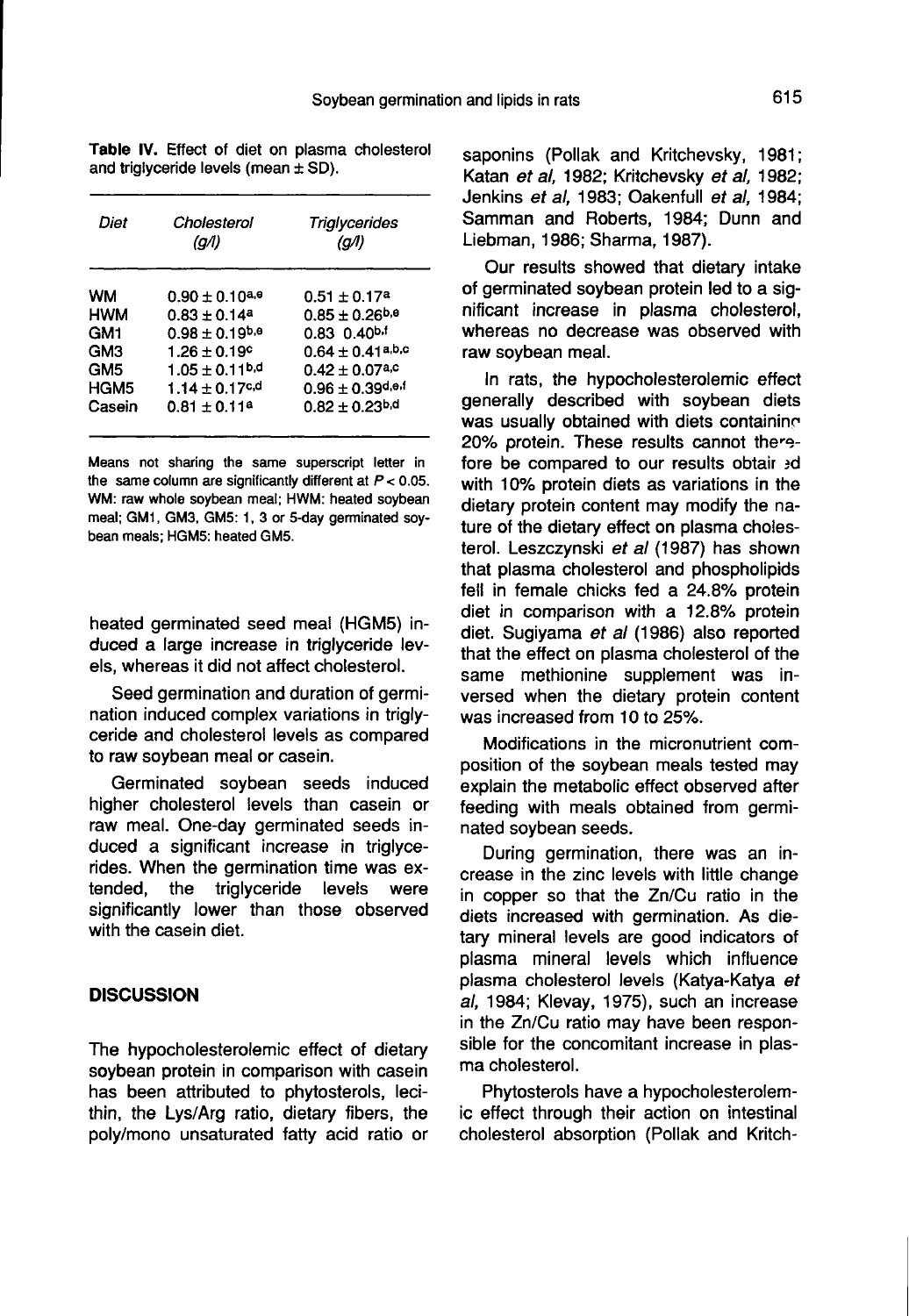**Table IV.** Effect of diet on plasma cholesterol and triglyceride levels (mean ± SD).

| *Diet* | *Cholesterol (g/l)* | *Triglycerides (g/l)* |
|---|---|---|
| WM | $0.90 \pm 0.10^{a,e}$ | $0.51 \pm 0.17^{a}$ |
| HWM | $0.83 \pm 0.14^{a}$ | $0.85 \pm 0.26^{b,e}$ |
| GM1 | $0.98 \pm 0.19^{b,e}$ | $0.83$ $0.40^{b,f}$ |
| GM3 | $1.26 \pm 0.19^{c}$ | $0.64 \pm 0.41^{a,b,c}$ |
| GM5 | $1.05 \pm 0.11^{b,d}$ | $0.42 \pm 0.07^{a,c}$ |
| HGM5 | $1.14 \pm 0.17^{c,d}$ | $0.96 \pm 0.39^{d,e,f}$ |
| Casein | $0.81 \pm 0.11^{a}$ | $0.82 \pm 0.23^{b,d}$ |

Means not sharing the same superscript letter in the same column are significantly different at $P < 0.05$. WM: raw whole soybean meal; HWM: heated soybean meal; GM1, GM3, GM5: 1, 3 or 5-day germinated soybean meals; HGM5: heated GM5.

heated germinated seed meal (HGM5) induced a large increase in triglyceride levels, whereas it did not affect cholesterol.

Seed germination and duration of germination induced complex variations in triglyceride and cholesterol levels as compared to raw soybean meal or casein.

Germinated soybean seeds induced higher cholesterol levels than casein or raw meal. One-day germinated seeds induced a significant increase in triglycerides. When the germination time was extended, the triglyceride levels were significantly lower than those observed with the casein diet.

## DISCUSSION

The hypocholesterolemic effect of dietary soybean protein in comparison with casein has been attributed to phytosterols, lecithin, the Lys/Arg ratio, dietary fibers, the poly/mono unsaturated fatty acid ratio or saponins (Pollak and Kritchevsky, 1981; Katan *et al*, 1982; Kritchevsky *et al*, 1982; Jenkins *et al*, 1983; Oakenfull *et al*, 1984; Samman and Roberts, 1984; Dunn and Liebman, 1986; Sharma, 1987).

Our results showed that dietary intake of germinated soybean protein led to a significant increase in plasma cholesterol, whereas no decrease was observed with raw soybean meal.

In rats, the hypocholesterolemic effect generally described with soybean diets was usually obtained with diets containing 20% protein. These results cannot therefore be compared to our results obtained with 10% protein diets as variations in the dietary protein content may modify the nature of the dietary effect on plasma cholesterol. Leszczynski *et al* (1987) has shown that plasma cholesterol and phospholipids fell in female chicks fed a 24.8% protein diet in comparison with a 12.8% protein diet. Sugiyama *et al* (1986) also reported that the effect on plasma cholesterol of the same methionine supplement was inversed when the dietary protein content was increased from 10 to 25%.

Modifications in the micronutrient composition of the soybean meals tested may explain the metabolic effect observed after feeding with meals obtained from germinated soybean seeds.

During germination, there was an increase in the zinc levels with little change in copper so that the Zn/Cu ratio in the diets increased with germination. As dietary mineral levels are good indicators of plasma mineral levels which influence plasma cholesterol levels (Katya-Katya *et al*, 1984; Klevay, 1975), such an increase in the Zn/Cu ratio may have been responsible for the concomitant increase in plasma cholesterol.

Phytosterols have a hypocholesterolemic effect through their action on intestinal cholesterol absorption (Pollak and Kritch-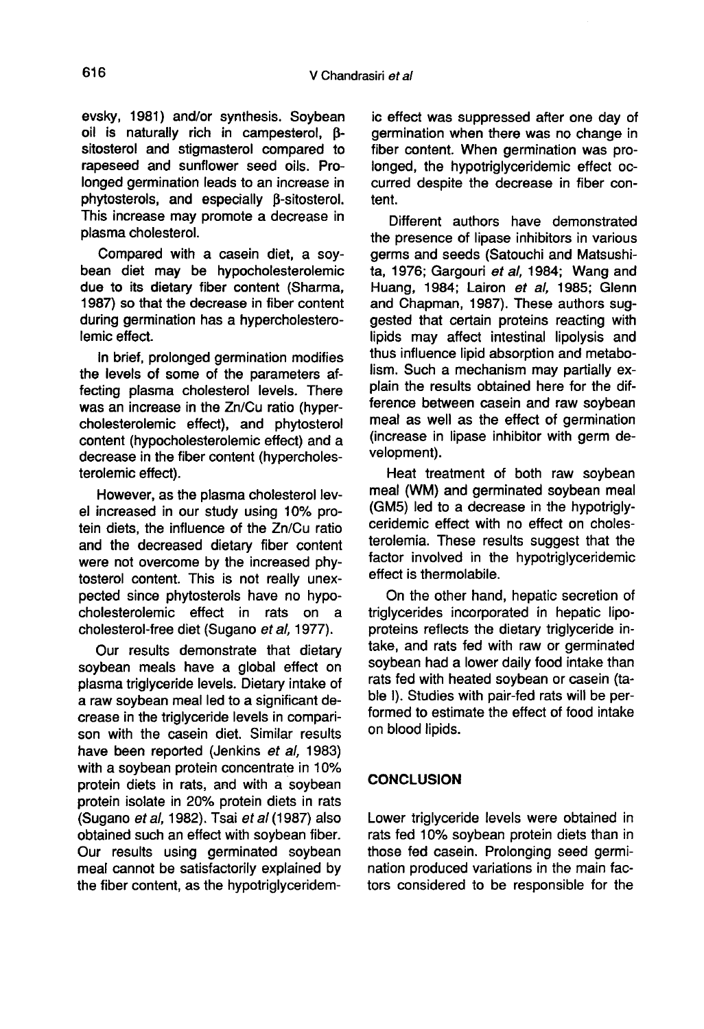evsky, 1981) and/or synthesis. Soybean oil is naturally rich in campesterol, β-sitosterol and stigmasterol compared to rapeseed and sunflower seed oils. Prolonged germination leads to an increase in phytosterols, and especially β-sitosterol. This increase may promote a decrease in plasma cholesterol.

Compared with a casein diet, a soybean diet may be hypocholesterolemic due to its dietary fiber content (Sharma, 1987) so that the decrease in fiber content during germination has a hypercholesterolemic effect.

In brief, prolonged germination modifies the levels of some of the parameters affecting plasma cholesterol levels. There was an increase in the Zn/Cu ratio (hypercholesterolemic effect), and phytosterol content (hypocholesterolemic effect) and a decrease in the fiber content (hypercholesterolemic effect).

However, as the plasma cholesterol level increased in our study using 10% protein diets, the influence of the Zn/Cu ratio and the decreased dietary fiber content were not overcome by the increased phytosterol content. This is not really unexpected since phytosterols have no hypocholesterolemic effect in rats on a cholesterol-free diet (Sugano *et al*, 1977).

Our results demonstrate that dietary soybean meals have a global effect on plasma triglyceride levels. Dietary intake of a raw soybean meal led to a significant decrease in the triglyceride levels in comparison with the casein diet. Similar results have been reported (Jenkins *et al*, 1983) with a soybean protein concentrate in 10% protein diets in rats, and with a soybean protein isolate in 20% protein diets in rats (Sugano *et al*, 1982). Tsai *et al* (1987) also obtained such an effect with soybean fiber. Our results using germinated soybean meal cannot be satisfactorily explained by the fiber content, as the hypotriglyceridemic effect was suppressed after one day of germination when there was no change in fiber content. When germination was prolonged, the hypotriglyceridemic effect occurred despite the decrease in fiber content.

Different authors have demonstrated the presence of lipase inhibitors in various germs and seeds (Satouchi and Matsushita, 1976; Gargouri *et al*, 1984; Wang and Huang, 1984; Lairon *et al*, 1985; Glenn and Chapman, 1987). These authors suggested that certain proteins reacting with lipids may affect intestinal lipolysis and thus influence lipid absorption and metabolism. Such a mechanism may partially explain the results obtained here for the difference between casein and raw soybean meal as well as the effect of germination (increase in lipase inhibitor with germ development).

Heat treatment of both raw soybean meal (WM) and germinated soybean meal (GM5) led to a decrease in the hypotriglyceridemic effect with no effect on cholesterolemia. These results suggest that the factor involved in the hypotriglyceridemic effect is thermolabile.

On the other hand, hepatic secretion of triglycerides incorporated in hepatic lipoproteins reflects the dietary triglyceride intake, and rats fed with raw or germinated soybean had a lower daily food intake than rats fed with heated soybean or casein (table I). Studies with pair-fed rats will be performed to estimate the effect of food intake on blood lipids.

## CONCLUSION

Lower triglyceride levels were obtained in rats fed 10% soybean protein diets than in those fed casein. Prolonging seed germination produced variations in the main factors considered to be responsible for the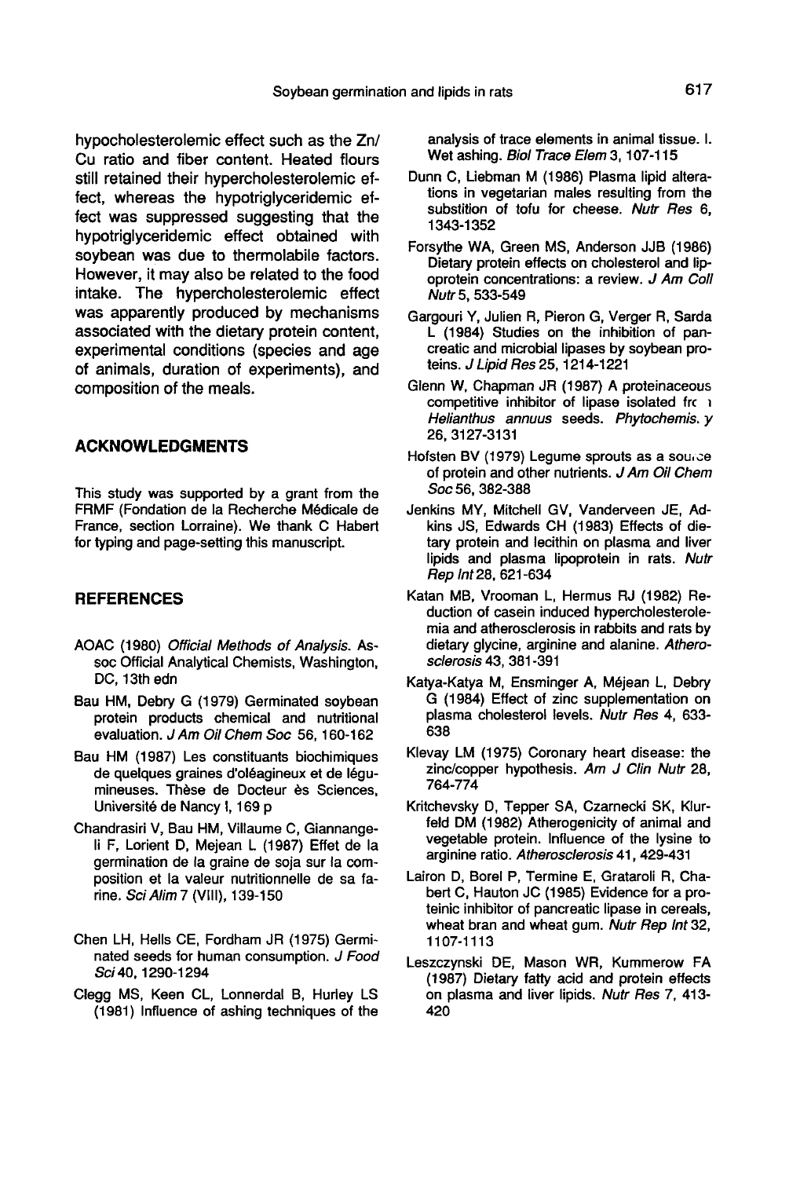hypocholesterolemic effect such as the Zn/Cu ratio and fiber content. Heated flours still retained their hypercholesterolemic effect, whereas the hypotriglyceridemic effect was suppressed suggesting that the hypotriglyceridemic effect obtained with soybean was due to thermolabile factors. However, it may also be related to the food intake. The hypercholesterolemic effect was apparently produced by mechanisms associated with the dietary protein content, experimental conditions (species and age of animals, duration of experiments), and composition of the meals.

## ACKNOWLEDGMENTS

This study was supported by a grant from the FRMF (Fondation de la Recherche Médicale de France, section Lorraine). We thank C Habert for typing and page-setting this manuscript.

## REFERENCES

AOAC (1980) *Official Methods of Analysis*. Assoc Official Analytical Chemists, Washington, DC, 13th edn

Bau HM, Debry G (1979) Germinated soybean protein products chemical and nutritional evaluation. *J Am Oil Chem Soc* 56, 160-162

Bau HM (1987) Les constituants biochimiques de quelques graines d'oléagineux et de légumineuses. Thèse de Docteur ès Sciences, Université de Nancy I, 169 p

Chandrasiri V, Bau HM, Villaume C, Giannangeli F, Lorient D, Mejean L (1987) Effet de la germination de la graine de soja sur la composition et la valeur nutritionnelle de sa farine. *Sci Alim* 7 (VIII), 139-150

Chen LH, Hells CE, Fordham JR (1975) Germinated seeds for human consumption. *J Food Sci* 40, 1290-1294

Clegg MS, Keen CL, Lonnerdal B, Hurley LS (1981) Influence of ashing techniques of the analysis of trace elements in animal tissue. I. Wet ashing. *Biol Trace Elem* 3, 107-115

Dunn C, Liebman M (1986) Plasma lipid alterations in vegetarian males resulting from the substition of tofu for cheese. *Nutr Res* 6, 1343-1352

Forsythe WA, Green MS, Anderson JJB (1986) Dietary protein effects on cholesterol and lipoprotein concentrations: a review. *J Am Coll Nutr* 5, 533-549

Gargouri Y, Julien R, Pieron G, Verger R, Sarda L (1984) Studies on the inhibition of pancreatic and microbial lipases by soybean proteins. *J Lipid Res* 25, 1214-1221

Glenn W, Chapman JR (1987) A proteinaceous competitive inhibitor of lipase isolated from *Helianthus annuus* seeds. *Phytochemistry* 26, 3127-3131

Hofsten BV (1979) Legume sprouts as a source of protein and other nutrients. *J Am Oil Chem Soc* 56, 382-388

Jenkins MY, Mitchell GV, Vanderveen JE, Adkins JS, Edwards CH (1983) Effects of dietary protein and lecithin on plasma and liver lipids and plasma lipoprotein in rats. *Nutr Rep Int* 28, 621-634

Katan MB, Vrooman L, Hermus RJ (1982) Reduction of casein induced hypercholesterolemia and atherosclerosis in rabbits and rats by dietary glycine, arginine and alanine. *Atherosclerosis* 43, 381-391

Katya-Katya M, Ensminger A, Méjean L, Debry G (1984) Effect of zinc supplementation on plasma cholesterol levels. *Nutr Res* 4, 633-638

Klevay LM (1975) Coronary heart disease: the zinc/copper hypothesis. *Am J Clin Nutr* 28, 764-774

Kritchevsky D, Tepper SA, Czarnecki SK, Klurfeld DM (1982) Atherogenicity of animal and vegetable protein. Influence of the lysine to arginine ratio. *Atherosclerosis* 41, 429-431

Lairon D, Borel P, Termine E, Grataroli R, Chabert C, Hauton JC (1985) Evidence for a proteinic inhibitor of pancreatic lipase in cereals, wheat bran and wheat gum. *Nutr Rep Int* 32, 1107-1113

Leszczynski DE, Mason WR, Kummerow FA (1987) Dietary fatty acid and protein effects on plasma and liver lipids. *Nutr Res* 7, 413-420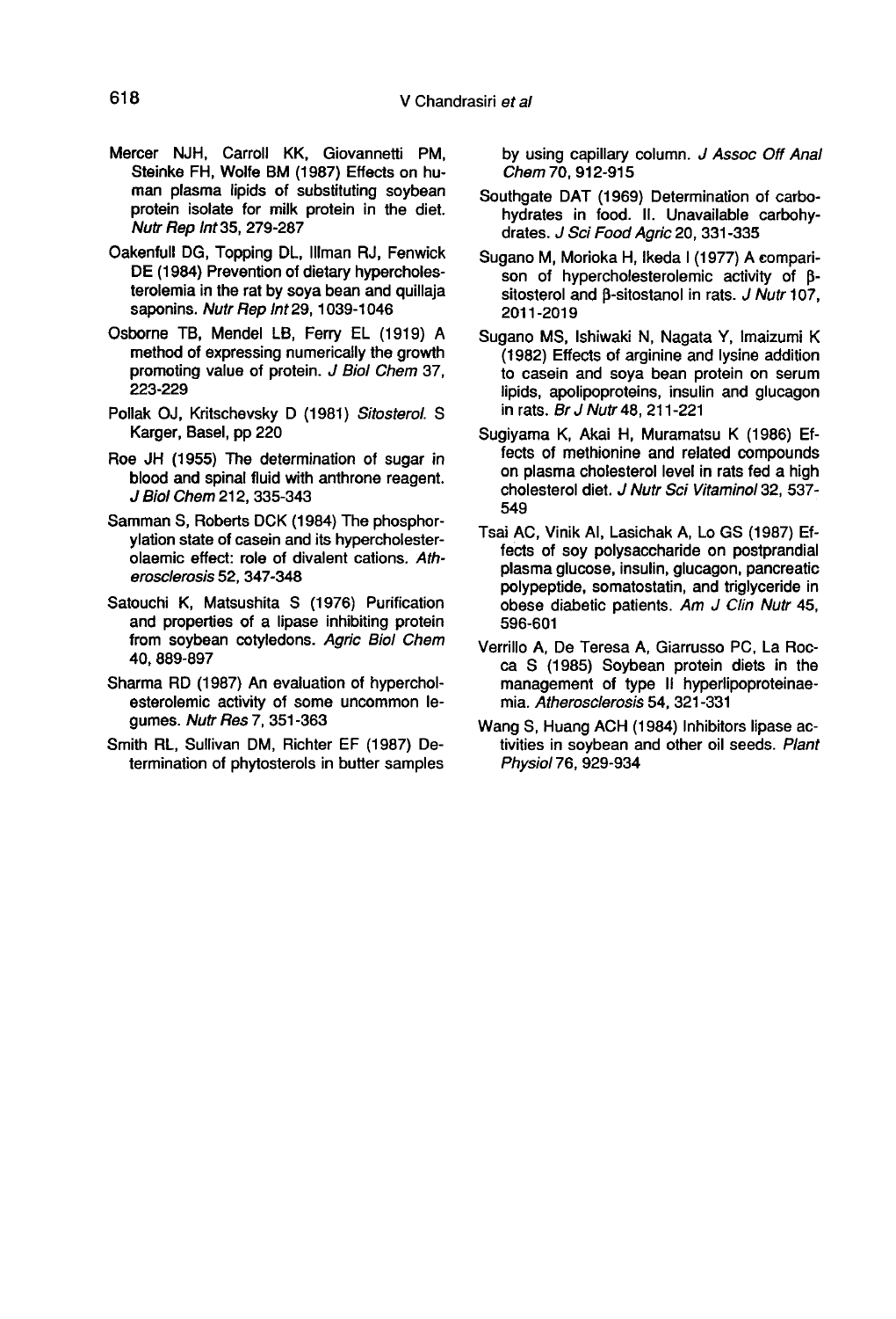Mercer NJH, Carroll KK, Giovannetti PM, Steinke FH, Wolfe BM (1987) Effects on human plasma lipids of substituting soybean protein isolate for milk protein in the diet. *Nutr Rep Int* 35, 279-287

Oakenfull DG, Topping DL, Illman RJ, Fenwick DE (1984) Prevention of dietary hypercholesterolemia in the rat by soya bean and quillaja saponins. *Nutr Rep Int* 29, 1039-1046

Osborne TB, Mendel LB, Ferry EL (1919) A method of expressing numerically the growth promoting value of protein. *J Biol Chem* 37, 223-229

Pollak OJ, Kritschevsky D (1981) *Sitosterol*. S Karger, Basel, pp 220

Roe JH (1955) The determination of sugar in blood and spinal fluid with anthrone reagent. *J Biol Chem* 212, 335-343

Samman S, Roberts DCK (1984) The phosphorylation state of casein and its hypercholesterolaemic effect: role of divalent cations. *Atherosclerosis* 52, 347-348

Satouchi K, Matsushita S (1976) Purification and properties of a lipase inhibiting protein from soybean cotyledons. *Agric Biol Chem* 40, 889-897

Sharma RD (1987) An evaluation of hypercholesterolemic activity of some uncommon legumes. *Nutr Res* 7, 351-363

Smith RL, Sullivan DM, Richter EF (1987) Determination of phytosterols in butter samples by using capillary column. *J Assoc Off Anal Chem* 70, 912-915

Southgate DAT (1969) Determination of carbohydrates in food. II. Unavailable carbohydrates. *J Sci Food Agric* 20, 331-335

Sugano M, Morioka H, Ikeda I (1977) A comparison of hypercholesterolemic activity of β-sitosterol and β-sitostanol in rats. *J Nutr* 107, 2011-2019

Sugano MS, Ishiwaki N, Nagata Y, Imaizumi K (1982) Effects of arginine and lysine addition to casein and soya bean protein on serum lipids, apolipoproteins, insulin and glucagon in rats. *Br J Nutr* 48, 211-221

Sugiyama K, Akai H, Muramatsu K (1986) Effects of methionine and related compounds on plasma cholesterol level in rats fed a high cholesterol diet. *J Nutr Sci Vitaminol* 32, 537-549

Tsai AC, Vinik AI, Lasichak A, Lo GS (1987) Effects of soy polysaccharide on postprandial plasma glucose, insulin, glucagon, pancreatic polypeptide, somatostatin, and triglyceride in obese diabetic patients. *Am J Clin Nutr* 45, 596-601

Verrillo A, De Teresa A, Giarrusso PC, La Rocca S (1985) Soybean protein diets in the management of type II hyperlipoproteinaemia. *Atherosclerosis* 54, 321-331

Wang S, Huang ACH (1984) Inhibitors lipase activities in soybean and other oil seeds. *Plant Physiol* 76, 929-934